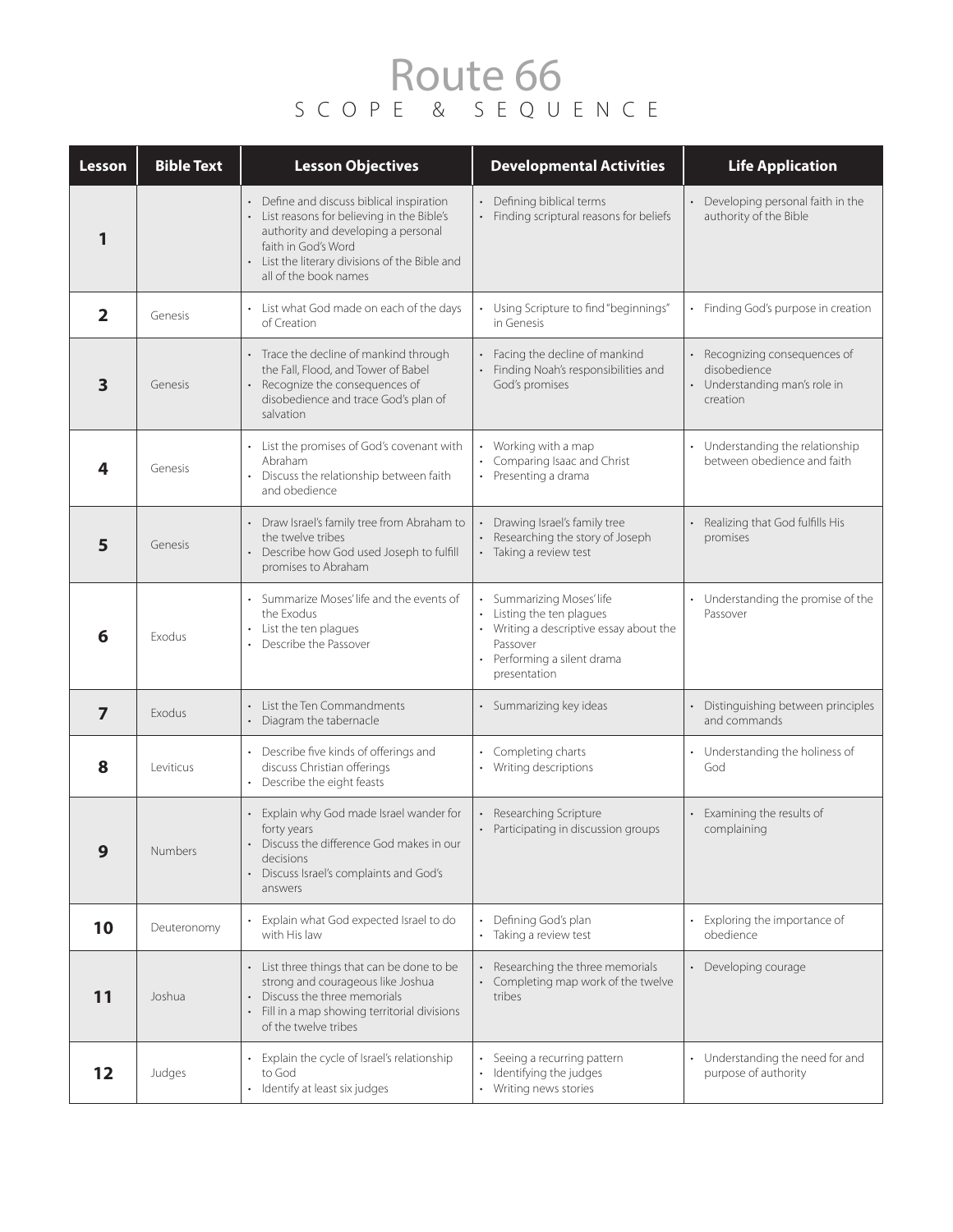# Route 66

## SCOPE & SEQUENCE

| Lesson | Bible Text | Lesson Objectives | Developmental Activities | Life Application |
|---|---|---|---|---|
| **1** | | • Define and discuss biblical inspiration<br>• List reasons for believing in the Bible's authority and developing a personal faith in God's Word<br>• List the literary divisions of the Bible and all of the book names | • Defining biblical terms<br>• Finding scriptural reasons for beliefs | • Developing personal faith in the authority of the Bible |
| **2** | Genesis | • List what God made on each of the days of Creation | • Using Scripture to find "beginnings" in Genesis | • Finding God's purpose in creation |
| **3** | Genesis | • Trace the decline of mankind through the Fall, Flood, and Tower of Babel<br>• Recognize the consequences of disobedience and trace God's plan of salvation | • Facing the decline of mankind<br>• Finding Noah's responsibilities and God's promises | • Recognizing consequences of disobedience<br>• Understanding man's role in creation |
| **4** | Genesis | • List the promises of God's covenant with Abraham<br>• Discuss the relationship between faith and obedience | • Working with a map<br>• Comparing Isaac and Christ<br>• Presenting a drama | • Understanding the relationship between obedience and faith |
| **5** | Genesis | • Draw Israel's family tree from Abraham to the twelve tribes<br>• Describe how God used Joseph to fulfill promises to Abraham | • Drawing Israel's family tree<br>• Researching the story of Joseph<br>• Taking a review test | • Realizing that God fulfills His promises |
| **6** | Exodus | • Summarize Moses' life and the events of the Exodus<br>• List the ten plagues<br>• Describe the Passover | • Summarizing Moses' life<br>• Listing the ten plagues<br>• Writing a descriptive essay about the Passover<br>• Performing a silent drama presentation | • Understanding the promise of the Passover |
| **7** | Exodus | • List the Ten Commandments<br>• Diagram the tabernacle | • Summarizing key ideas | • Distinguishing between principles and commands |
| **8** | Leviticus | • Describe five kinds of offerings and discuss Christian offerings<br>• Describe the eight feasts | • Completing charts<br>• Writing descriptions | • Understanding the holiness of God |
| **9** | Numbers | • Explain why God made Israel wander for forty years<br>• Discuss the difference God makes in our decisions<br>• Discuss Israel's complaints and God's answers | • Researching Scripture<br>• Participating in discussion groups | • Examining the results of complaining |
| **10** | Deuteronomy | • Explain what God expected Israel to do with His law | • Defining God's plan<br>• Taking a review test | • Exploring the importance of obedience |
| **11** | Joshua | • List three things that can be done to be strong and courageous like Joshua<br>• Discuss the three memorials<br>• Fill in a map showing territorial divisions of the twelve tribes | • Researching the three memorials<br>• Completing map work of the twelve tribes | • Developing courage |
| **12** | Judges | • Explain the cycle of Israel's relationship to God<br>• Identify at least six judges | • Seeing a recurring pattern<br>• Identifying the judges<br>• Writing news stories | • Understanding the need for and purpose of authority |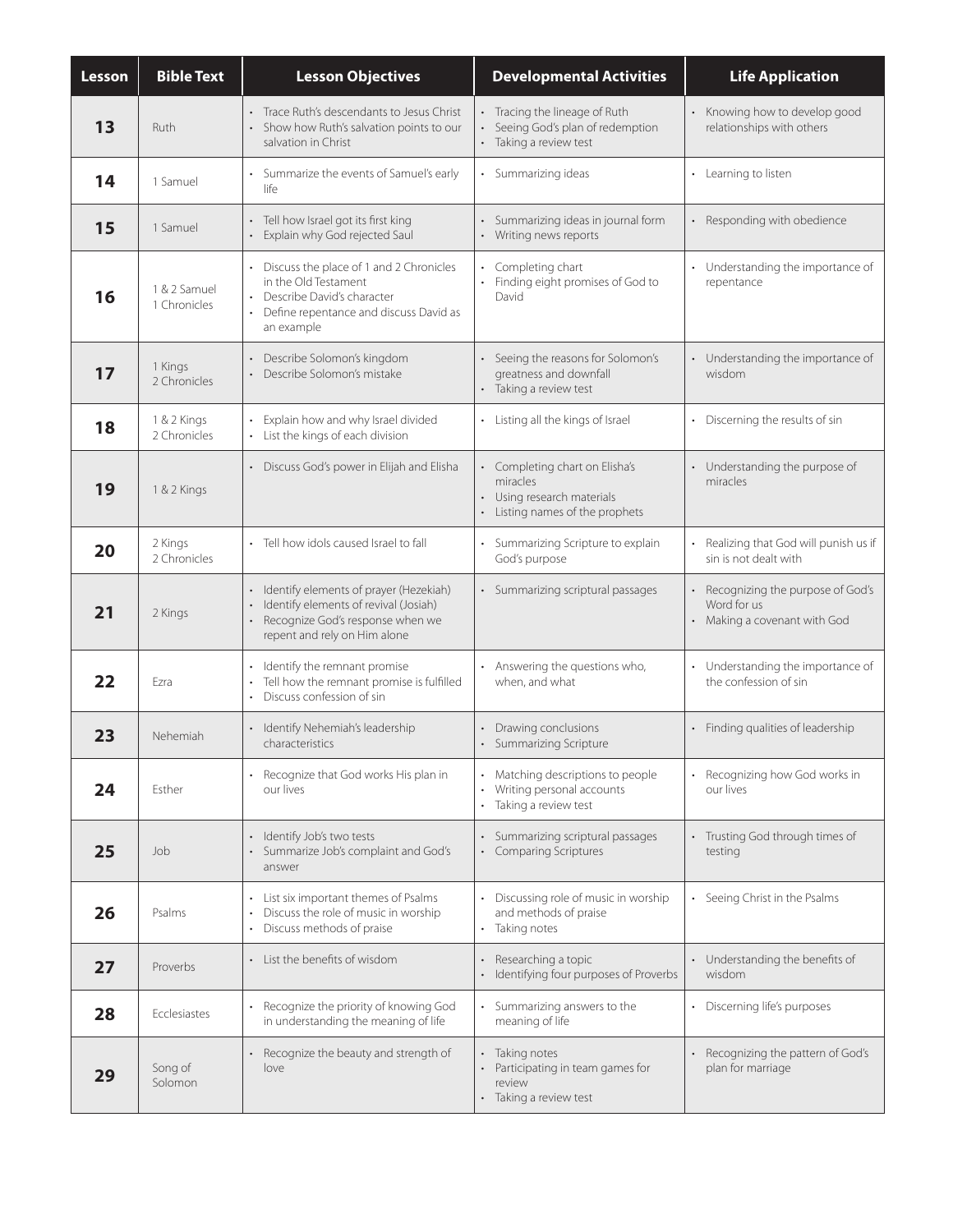| Lesson | Bible Text | Lesson Objectives | Developmental Activities | Life Application |
|---|---|---|---|---|
| **13** | Ruth | • Trace Ruth's descendants to Jesus Christ<br>• Show how Ruth's salvation points to our salvation in Christ | • Tracing the lineage of Ruth<br>• Seeing God's plan of redemption<br>• Taking a review test | • Knowing how to develop good relationships with others |
| **14** | 1 Samuel | • Summarize the events of Samuel's early life | • Summarizing ideas | • Learning to listen |
| **15** | 1 Samuel | • Tell how Israel got its first king<br>• Explain why God rejected Saul | • Summarizing ideas in journal form<br>• Writing news reports | • Responding with obedience |
| **16** | 1 & 2 Samuel<br>1 Chronicles | • Discuss the place of 1 and 2 Chronicles in the Old Testament<br>• Describe David's character<br>• Define repentance and discuss David as an example | • Completing chart<br>• Finding eight promises of God to David | • Understanding the importance of repentance |
| **17** | 1 Kings<br>2 Chronicles | • Describe Solomon's kingdom<br>• Describe Solomon's mistake | • Seeing the reasons for Solomon's greatness and downfall<br>• Taking a review test | • Understanding the importance of wisdom |
| **18** | 1 & 2 Kings<br>2 Chronicles | • Explain how and why Israel divided<br>• List the kings of each division | • Listing all the kings of Israel | • Discerning the results of sin |
| **19** | 1 & 2 Kings | • Discuss God's power in Elijah and Elisha | • Completing chart on Elisha's miracles<br>• Using research materials<br>• Listing names of the prophets | • Understanding the purpose of miracles |
| **20** | 2 Kings<br>2 Chronicles | • Tell how idols caused Israel to fall | • Summarizing Scripture to explain God's purpose | • Realizing that God will punish us if sin is not dealt with |
| **21** | 2 Kings | • Identify elements of prayer (Hezekiah)<br>• Identify elements of revival (Josiah)<br>• Recognize God's response when we repent and rely on Him alone | • Summarizing scriptural passages | • Recognizing the purpose of God's Word for us<br>• Making a covenant with God |
| **22** | Ezra | • Identify the remnant promise<br>• Tell how the remnant promise is fulfilled<br>• Discuss confession of sin | • Answering the questions who, when, and what | • Understanding the importance of the confession of sin |
| **23** | Nehemiah | • Identify Nehemiah's leadership characteristics | • Drawing conclusions<br>• Summarizing Scripture | • Finding qualities of leadership |
| **24** | Esther | • Recognize that God works His plan in our lives | • Matching descriptions to people<br>• Writing personal accounts<br>• Taking a review test | • Recognizing how God works in our lives |
| **25** | Job | • Identify Job's two tests<br>• Summarize Job's complaint and God's answer | • Summarizing scriptural passages<br>• Comparing Scriptures | • Trusting God through times of testing |
| **26** | Psalms | • List six important themes of Psalms<br>• Discuss the role of music in worship<br>• Discuss methods of praise | • Discussing role of music in worship and methods of praise<br>• Taking notes | • Seeing Christ in the Psalms |
| **27** | Proverbs | • List the benefits of wisdom | • Researching a topic<br>• Identifying four purposes of Proverbs | • Understanding the benefits of wisdom |
| **28** | Ecclesiastes | • Recognize the priority of knowing God in understanding the meaning of life | • Summarizing answers to the meaning of life | • Discerning life's purposes |
| **29** | Song of Solomon | • Recognize the beauty and strength of love | • Taking notes<br>• Participating in team games for review<br>• Taking a review test | • Recognizing the pattern of God's plan for marriage |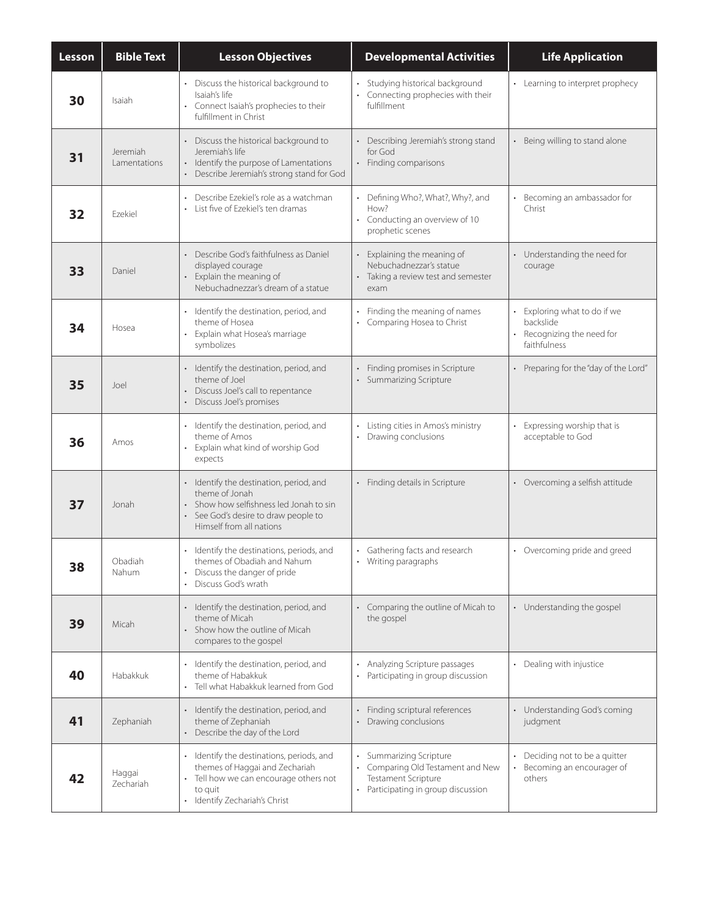| Lesson | Bible Text | Lesson Objectives | Developmental Activities | Life Application |
| --- | --- | --- | --- | --- |
| **30** | Isaiah | • Discuss the historical background to Isaiah's life<br>• Connect Isaiah's prophecies to their fulfillment in Christ | • Studying historical background<br>• Connecting prophecies with their fulfillment | • Learning to interpret prophecy |
| **31** | Jeremiah<br>Lamentations | • Discuss the historical background to Jeremiah's life<br>• Identify the purpose of Lamentations<br>• Describe Jeremiah's strong stand for God | • Describing Jeremiah's strong stand for God<br>• Finding comparisons | • Being willing to stand alone |
| **32** | Ezekiel | • Describe Ezekiel's role as a watchman<br>• List five of Ezekiel's ten dramas | • Defining Who?, What?, Why?, and How?<br>• Conducting an overview of 10 prophetic scenes | • Becoming an ambassador for Christ |
| **33** | Daniel | • Describe God's faithfulness as Daniel displayed courage<br>• Explain the meaning of Nebuchadnezzar's dream of a statue | • Explaining the meaning of Nebuchadnezzar's statue<br>• Taking a review test and semester exam | • Understanding the need for courage |
| **34** | Hosea | • Identify the destination, period, and theme of Hosea<br>• Explain what Hosea's marriage symbolizes | • Finding the meaning of names<br>• Comparing Hosea to Christ | • Exploring what to do if we backslide<br>• Recognizing the need for faithfulness |
| **35** | Joel | • Identify the destination, period, and theme of Joel<br>• Discuss Joel's call to repentance<br>• Discuss Joel's promises | • Finding promises in Scripture<br>• Summarizing Scripture | • Preparing for the "day of the Lord" |
| **36** | Amos | • Identify the destination, period, and theme of Amos<br>• Explain what kind of worship God expects | • Listing cities in Amos's ministry<br>• Drawing conclusions | • Expressing worship that is acceptable to God |
| **37** | Jonah | • Identify the destination, period, and theme of Jonah<br>• Show how selfishness led Jonah to sin<br>• See God's desire to draw people to Himself from all nations | • Finding details in Scripture | • Overcoming a selfish attitude |
| **38** | Obadiah<br>Nahum | • Identify the destinations, periods, and themes of Obadiah and Nahum<br>• Discuss the danger of pride<br>• Discuss God's wrath | • Gathering facts and research<br>• Writing paragraphs | • Overcoming pride and greed |
| **39** | Micah | • Identify the destination, period, and theme of Micah<br>• Show how the outline of Micah compares to the gospel | • Comparing the outline of Micah to the gospel | • Understanding the gospel |
| **40** | Habakkuk | • Identify the destination, period, and theme of Habakkuk<br>• Tell what Habakkuk learned from God | • Analyzing Scripture passages<br>• Participating in group discussion | • Dealing with injustice |
| **41** | Zephaniah | • Identify the destination, period, and theme of Zephaniah<br>• Describe the day of the Lord | • Finding scriptural references<br>• Drawing conclusions | • Understanding God's coming judgment |
| **42** | Haggai<br>Zechariah | • Identify the destinations, periods, and themes of Haggai and Zechariah<br>• Tell how we can encourage others not to quit<br>• Identify Zechariah's Christ | • Summarizing Scripture<br>• Comparing Old Testament and New Testament Scripture<br>• Participating in group discussion | • Deciding not to be a quitter<br>• Becoming an encourager of others |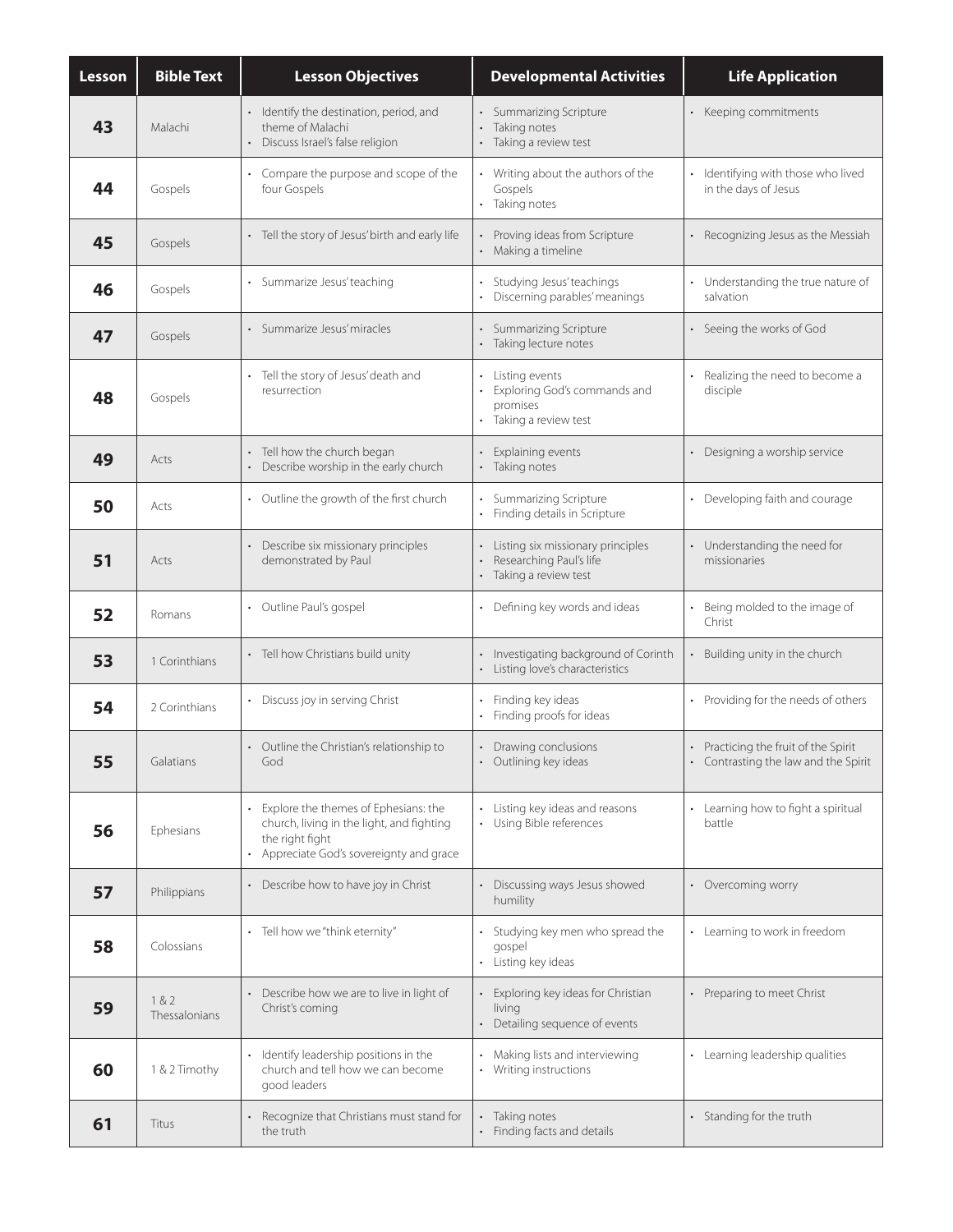| Lesson | Bible Text | Lesson Objectives | Developmental Activities | Life Application |
|---|---|---|---|---|
| **43** | Malachi | • Identify the destination, period, and theme of Malachi<br>• Discuss Israel's false religion | • Summarizing Scripture<br>• Taking notes<br>• Taking a review test | • Keeping commitments |
| **44** | Gospels | • Compare the purpose and scope of the four Gospels | • Writing about the authors of the Gospels<br>• Taking notes | • Identifying with those who lived in the days of Jesus |
| **45** | Gospels | • Tell the story of Jesus' birth and early life | • Proving ideas from Scripture<br>• Making a timeline | • Recognizing Jesus as the Messiah |
| **46** | Gospels | • Summarize Jesus' teaching | • Studying Jesus' teachings<br>• Discerning parables' meanings | • Understanding the true nature of salvation |
| **47** | Gospels | • Summarize Jesus' miracles | • Summarizing Scripture<br>• Taking lecture notes | • Seeing the works of God |
| **48** | Gospels | • Tell the story of Jesus' death and resurrection | • Listing events<br>• Exploring God's commands and promises<br>• Taking a review test | • Realizing the need to become a disciple |
| **49** | Acts | • Tell how the church began<br>• Describe worship in the early church | • Explaining events<br>• Taking notes | • Designing a worship service |
| **50** | Acts | • Outline the growth of the first church | • Summarizing Scripture<br>• Finding details in Scripture | • Developing faith and courage |
| **51** | Acts | • Describe six missionary principles demonstrated by Paul | • Listing six missionary principles<br>• Researching Paul's life<br>• Taking a review test | • Understanding the need for missionaries |
| **52** | Romans | • Outline Paul's gospel | • Defining key words and ideas | • Being molded to the image of Christ |
| **53** | 1 Corinthians | • Tell how Christians build unity | • Investigating background of Corinth<br>• Listing love's characteristics | • Building unity in the church |
| **54** | 2 Corinthians | • Discuss joy in serving Christ | • Finding key ideas<br>• Finding proofs for ideas | • Providing for the needs of others |
| **55** | Galatians | • Outline the Christian's relationship to God | • Drawing conclusions<br>• Outlining key ideas | • Practicing the fruit of the Spirit<br>• Contrasting the law and the Spirit |
| **56** | Ephesians | • Explore the themes of Ephesians: the church, living in the light, and fighting the right fight<br>• Appreciate God's sovereignty and grace | • Listing key ideas and reasons<br>• Using Bible references | • Learning how to fight a spiritual battle |
| **57** | Philippians | • Describe how to have joy in Christ | • Discussing ways Jesus showed humility | • Overcoming worry |
| **58** | Colossians | • Tell how we "think eternity" | • Studying key men who spread the gospel<br>• Listing key ideas | • Learning to work in freedom |
| **59** | 1 & 2 Thessalonians | • Describe how we are to live in light of Christ's coming | • Exploring key ideas for Christian living<br>• Detailing sequence of events | • Preparing to meet Christ |
| **60** | 1 & 2 Timothy | • Identify leadership positions in the church and tell how we can become good leaders | • Making lists and interviewing<br>• Writing instructions | • Learning leadership qualities |
| **61** | Titus | • Recognize that Christians must stand for the truth | • Taking notes<br>• Finding facts and details | • Standing for the truth |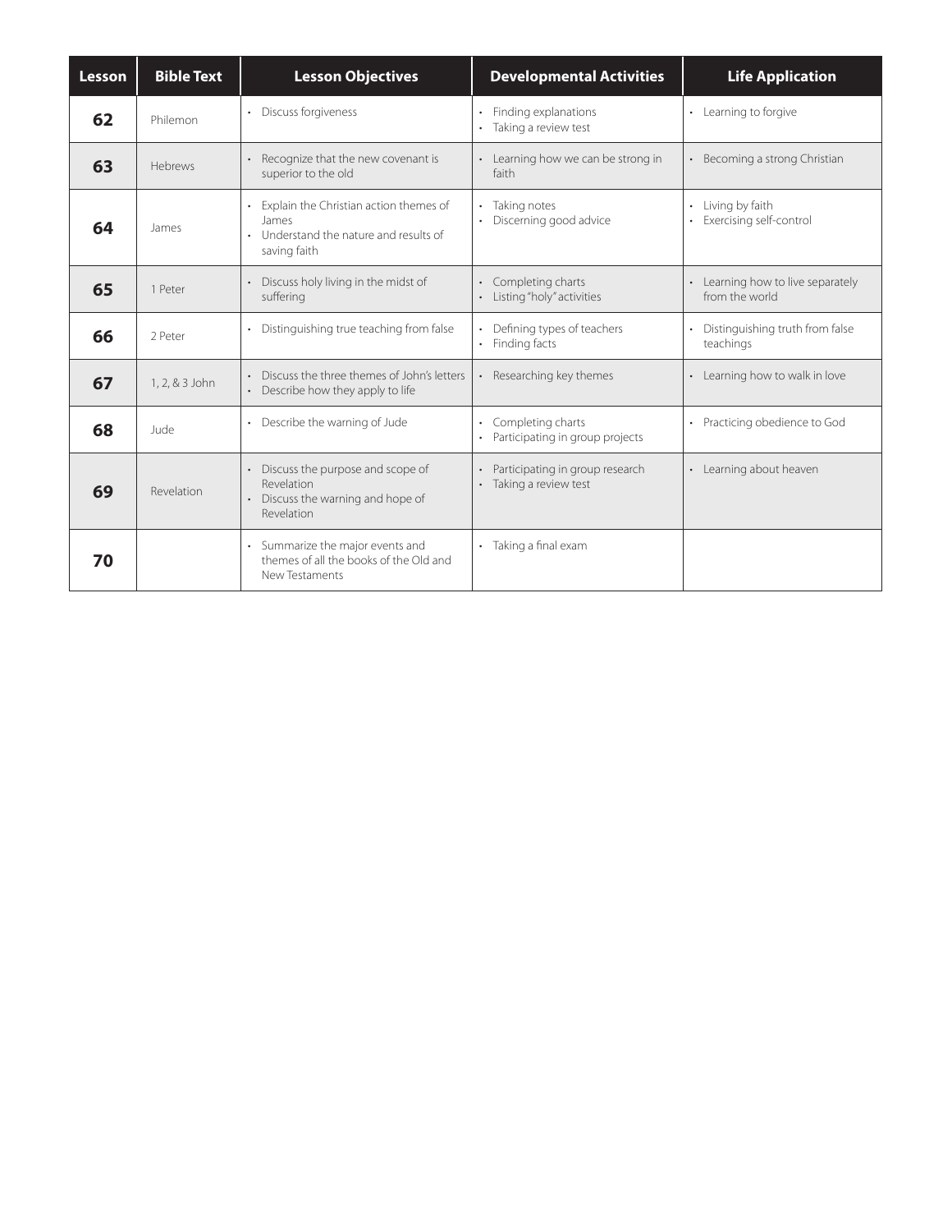| Lesson | Bible Text | Lesson Objectives | Developmental Activities | Life Application |
|---|---|---|---|---|
| **62** | Philemon | • Discuss forgiveness | • Finding explanations<br>• Taking a review test | • Learning to forgive |
| **63** | Hebrews | • Recognize that the new covenant is superior to the old | • Learning how we can be strong in faith | • Becoming a strong Christian |
| **64** | James | • Explain the Christian action themes of James<br>• Understand the nature and results of saving faith | • Taking notes<br>• Discerning good advice | • Living by faith<br>• Exercising self-control |
| **65** | 1 Peter | • Discuss holy living in the midst of suffering | • Completing charts<br>• Listing "holy" activities | • Learning how to live separately from the world |
| **66** | 2 Peter | • Distinguishing true teaching from false | • Defining types of teachers<br>• Finding facts | • Distinguishing truth from false teachings |
| **67** | 1, 2, & 3 John | • Discuss the three themes of John's letters<br>• Describe how they apply to life | • Researching key themes | • Learning how to walk in love |
| **68** | Jude | • Describe the warning of Jude | • Completing charts<br>• Participating in group projects | • Practicing obedience to God |
| **69** | Revelation | • Discuss the purpose and scope of Revelation<br>• Discuss the warning and hope of Revelation | • Participating in group research<br>• Taking a review test | • Learning about heaven |
| **70** | | • Summarize the major events and themes of all the books of the Old and New Testaments | • Taking a final exam | |